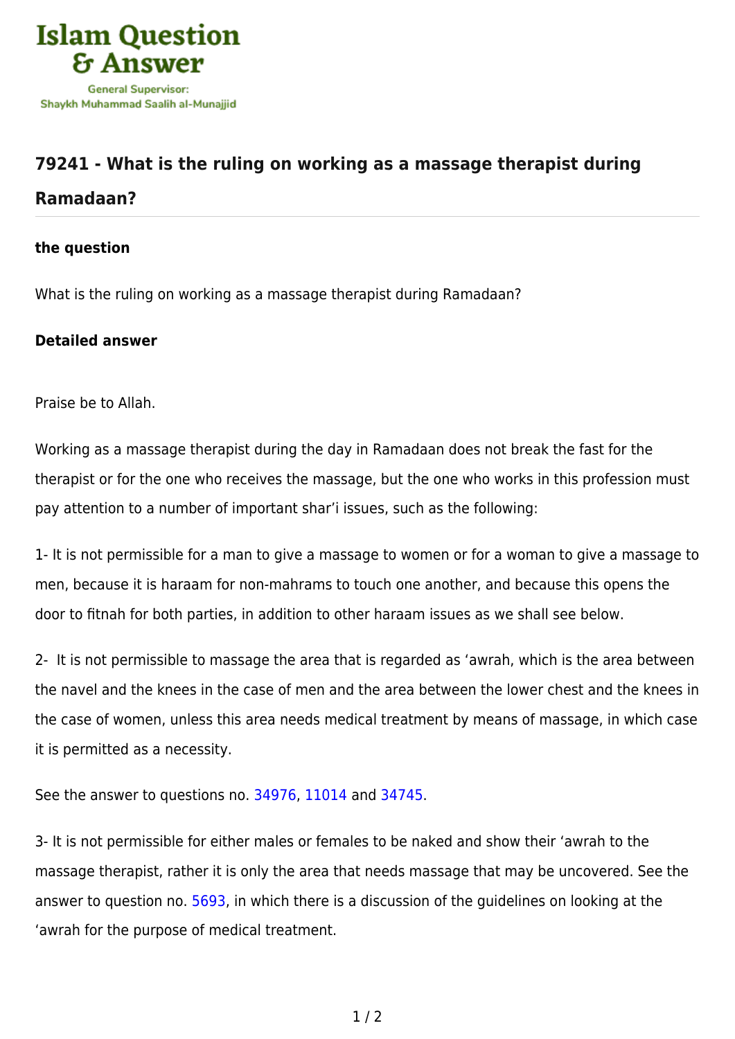Islam Question & Answer

General Supervisor: Shaykh Muhammad Saalih al-Munajjid

## 79241 - What is the ruling on working as a massage therapist during Ramadaan?

**the question**

What is the ruling on working as a massage therapist during Ramadaan?

**Detailed answer**

Praise be to Allah.

Working as a massage therapist during the day in Ramadaan does not break the fast for the therapist or for the one who receives the massage, but the one who works in this profession must pay attention to a number of important shar'i issues, such as the following:

1- It is not permissible for a man to give a massage to women or for a woman to give a massage to men, because it is haraam for non-mahrams to touch one another, and because this opens the door to fitnah for both parties, in addition to other haraam issues as we shall see below.

2- It is not permissible to massage the area that is regarded as 'awrah, which is the area between the navel and the knees in the case of men and the area between the lower chest and the knees in the case of women, unless this area needs medical treatment by means of massage, in which case it is permitted as a necessity.

See the answer to questions no. 34976, 11014 and 34745.

3- It is not permissible for either males or females to be naked and show their 'awrah to the massage therapist, rather it is only the area that needs massage that may be uncovered. See the answer to question no. 5693, in which there is a discussion of the guidelines on looking at the 'awrah for the purpose of medical treatment.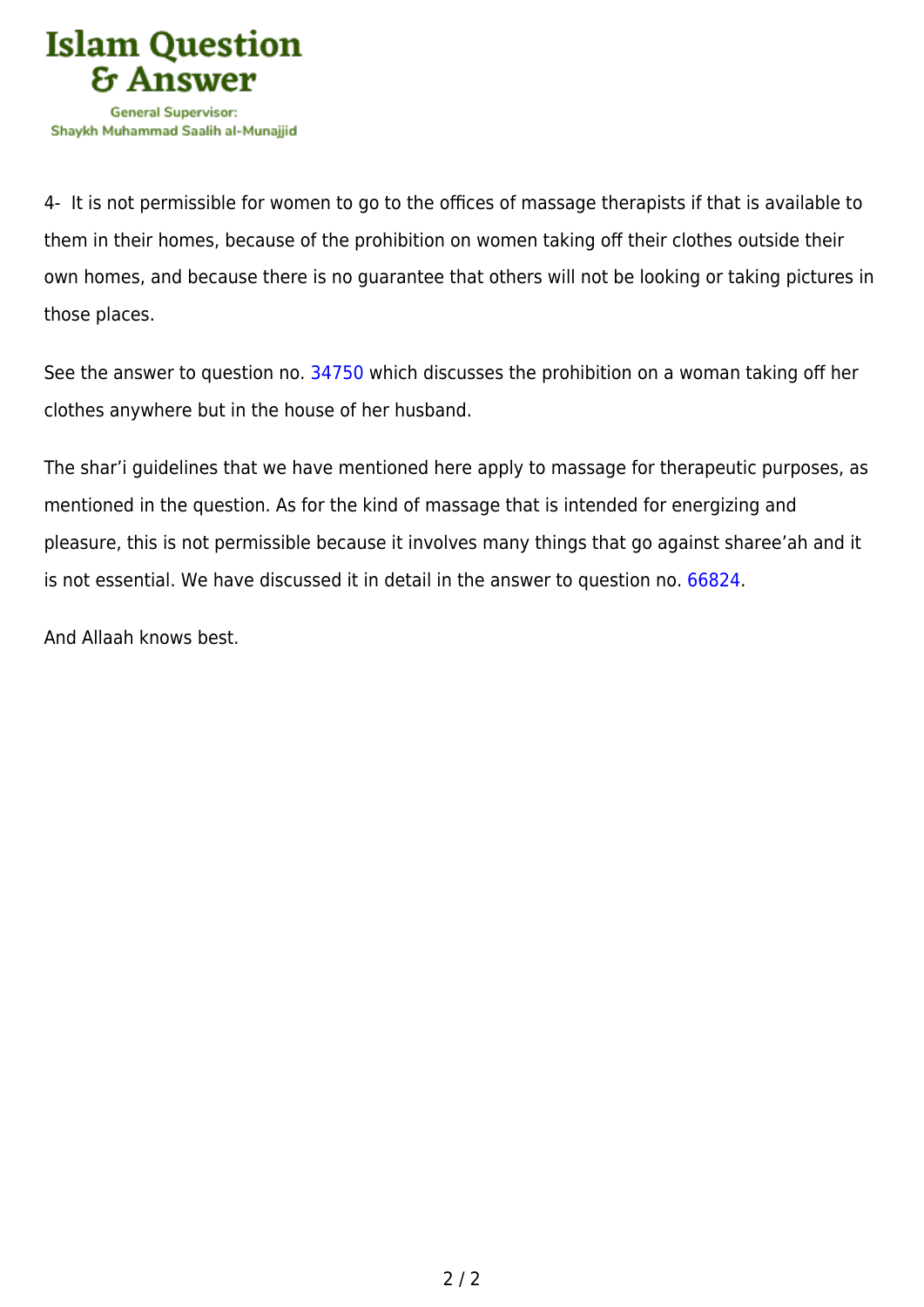4- It is not permissible for women to go to the offices of massage therapists if that is available to them in their homes, because of the prohibition on women taking off their clothes outside their own homes, and because there is no guarantee that others will not be looking or taking pictures in those places.

See the answer to question no. 34750 which discusses the prohibition on a woman taking off her clothes anywhere but in the house of her husband.

The shar'i guidelines that we have mentioned here apply to massage for therapeutic purposes, as mentioned in the question. As for the kind of massage that is intended for energizing and pleasure, this is not permissible because it involves many things that go against sharee'ah and it is not essential. We have discussed it in detail in the answer to question no. 66824.

And Allaah knows best.